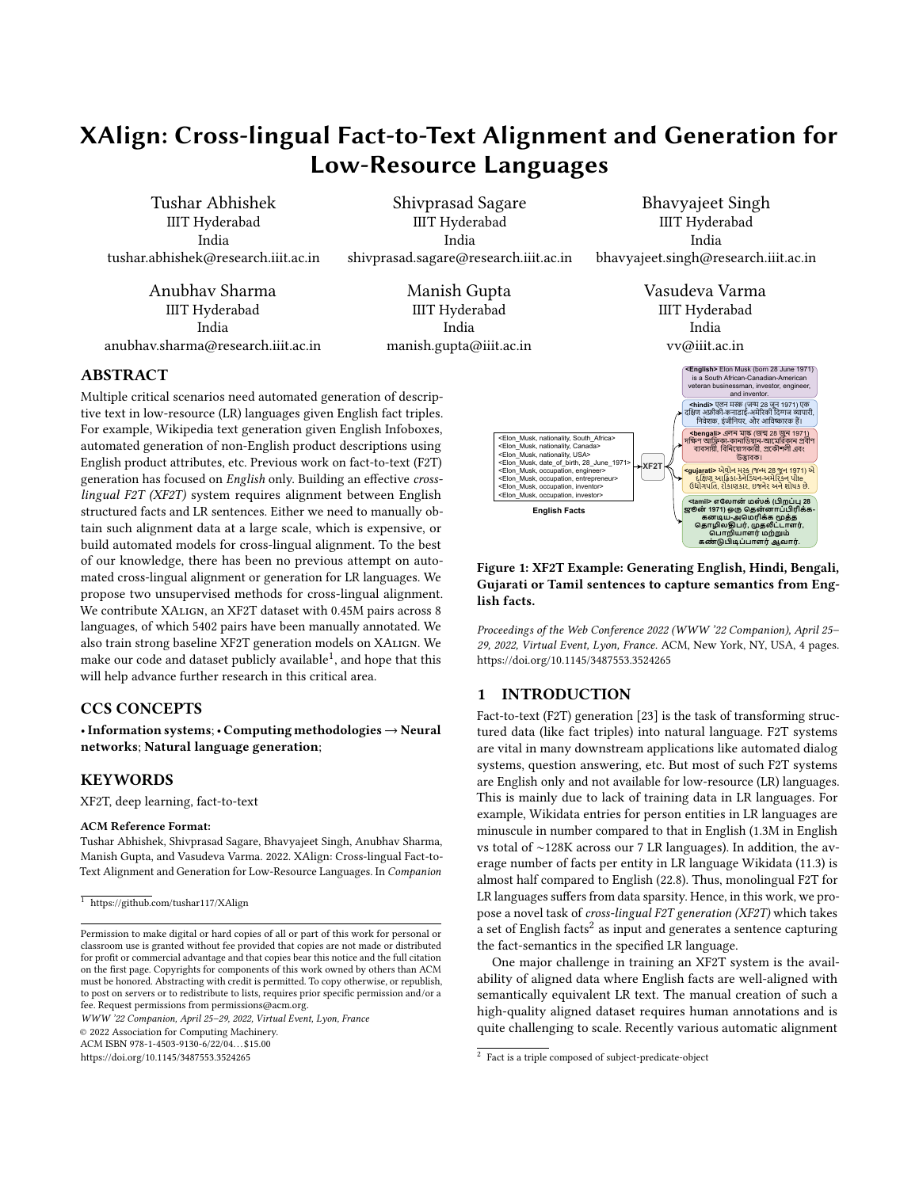# XAlign: Cross-lingual Fact-to-Text Alignment and Generation for Low-Resource Languages

Tushar Abhishek
IIIT Hyderabad
India
tushar.abhishek@research.iiit.ac.in

Shivprasad Sagare
IIIT Hyderabad
India
shivprasad.sagare@research.iiit.ac.in

Bhavyajeet Singh
IIIT Hyderabad
India
bhavyajeet.singh@research.iiit.ac.in

Anubhav Sharma
IIIT Hyderabad
India
anubhav.sharma@research.iiit.ac.in

Manish Gupta
IIIT Hyderabad
India
manish.gupta@iiit.ac.in

Vasudeva Varma
IIIT Hyderabad
India
vv@iiit.ac.in

## ABSTRACT

Multiple critical scenarios need automated generation of descriptive text in low-resource (LR) languages given English fact triples. For example, Wikipedia text generation given English Infoboxes, automated generation of non-English product descriptions using English product attributes, etc. Previous work on fact-to-text (F2T) generation has focused on *English* only. Building an effective *cross-lingual F2T (XF2T)* system requires alignment between English structured facts and LR sentences. Either we need to manually obtain such alignment data at a large scale, which is expensive, or build automated models for cross-lingual alignment. To the best of our knowledge, there has been no previous attempt on automated cross-lingual alignment or generation for LR languages. We propose two unsupervised methods for cross-lingual alignment. We contribute XAlign, an XF2T dataset with 0.45M pairs across 8 languages, of which 5402 pairs have been manually annotated. We also train strong baseline XF2T generation models on XAlign. We make our code and dataset publicly available[1], and hope that this will help advance further research in this critical area.

## CCS CONCEPTS

• **Information systems**; • **Computing methodologies → Neural networks**; **Natural language generation**;

## KEYWORDS

XF2T, deep learning, fact-to-text

**ACM Reference Format:**
Tushar Abhishek, Shivprasad Sagare, Bhavyajeet Singh, Anubhav Sharma, Manish Gupta, and Vasudeva Varma. 2022. XAlign: Cross-lingual Fact-to-Text Alignment and Generation for Low-Resource Languages. In *Companion Proceedings of the Web Conference 2022 (WWW '22 Companion), April 25–29, 2022, Virtual Event, Lyon, France.* ACM, New York, NY, USA, 4 pages. https://doi.org/10.1145/3487553.3524265

[1] https://github.com/tushar117/XAlign

Permission to make digital or hard copies of all or part of this work for personal or classroom use is granted without fee provided that copies are not made or distributed for profit or commercial advantage and that copies bear this notice and the full citation on the first page. Copyrights for components of this work owned by others than ACM must be honored. Abstracting with credit is permitted. To copy otherwise, or republish, to post on servers or to redistribute to lists, requires prior specific permission and/or a fee. Request permissions from permissions@acm.org.
*WWW '22 Companion, April 25–29, 2022, Virtual Event, Lyon, France*
© 2022 Association for Computing Machinery.
ACM ISBN 978-1-4503-9130-6/22/04...$15.00
https://doi.org/10.1145/3487553.3524265

```
<Elon_Musk, nationality, South_Africa>
<Elon_Musk, nationality, Canada>
<Elon_Musk, nationality, USA>
<Elon_Musk, date_of_birth, 28_June_1971>
<Elon_Musk, occupation, engineer>
<Elon_Musk, occupation, entrepreneur>
<Elon_Musk, occupation, inventor>
<Elon_Musk, occupation, investor>
```

English Facts → XF2T

**<English>** Elon Musk (born 28 June 1971) is a South African-Canadian-American veteran businessman, investor, engineer, and inventor.

**<hindi>** एलन मस्क (जन्म 28 जून 1971) एक दक्षिण अफ़्रीकी-कनाडाई-अमेरिकी दिग्गज व्यापारी, निवेशक, इंजीनियर, और आविष्कारक हैं।

**<bengali>** এলন মাস্ক (জন্ম 28 জুন 1971) দক্ষিণ আফ্রিকা-কানাডিয়ান-আমেরিকান প্রবীণ ব্যবসায়ী, বিনিয়োগকারী, প্রকৌশলী এবং উদ্ভাবক।

**<gujarati>** એલોન મસ્ક (જન્મ 28 જૂન 1971) એ દક્ષિણ આફ્રિકા-કેનેડિયન-અમેરિકન પીઢ ઉદ્યોગપતિ, રોકાણકાર, ઇજનેર અને શોધક છે.

**<tamil>** எலோன் மஸ்க் (பிறப்பு 28 ஜூன் 1971) ஒரு தென்னாப்பிரிக்க-கனடிய-அமெரிக்க மூத்த தொழிலதிபர், முதலீட்டாளர், பொறியாளர் மற்றும் கண்டுபிடிப்பாளர் ஆவார்.

**Figure 1: XF2T Example: Generating English, Hindi, Bengali, Gujarati or Tamil sentences to capture semantics from English facts.**

## 1 INTRODUCTION

Fact-to-text (F2T) generation [23] is the task of transforming structured data (like fact triples) into natural language. F2T systems are vital in many downstream applications like automated dialog systems, question answering, etc. But most of such F2T systems are English only and not available for low-resource (LR) languages. This is mainly due to lack of training data in LR languages. For example, Wikidata entries for person entities in LR languages are minuscule in number compared to that in English (1.3M in English vs total of ~128K across our 7 LR languages). In addition, the average number of facts per entity in LR language Wikidata (11.3) is almost half compared to English (22.8). Thus, monolingual F2T for LR languages suffers from data sparsity. Hence, in this work, we propose a novel task of *cross-lingual F2T generation (XF2T)* which takes a set of English facts[2] as input and generates a sentence capturing the fact-semantics in the specified LR language.

One major challenge in training an XF2T system is the availability of aligned data where English facts are well-aligned with semantically equivalent LR text. The manual creation of such a high-quality aligned dataset requires human annotations and is quite challenging to scale. Recently various automatic alignment

[2] Fact is a triple composed of subject-predicate-object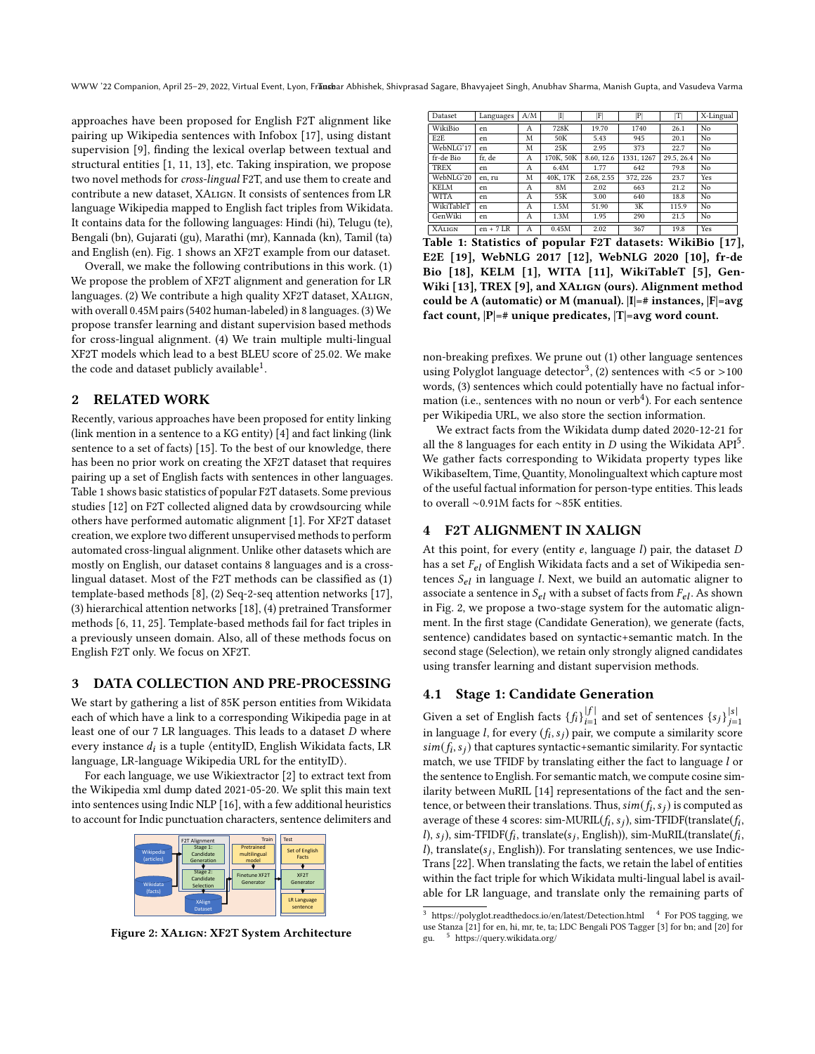approaches have been proposed for English F2T alignment like pairing up Wikipedia sentences with Infobox [17], using distant supervision [9], finding the lexical overlap between textual and structural entities [1, 11, 13], etc. Taking inspiration, we propose two novel methods for *cross-lingual* F2T, and use them to create and contribute a new dataset, XAlign. It consists of sentences from LR language Wikipedia mapped to English fact triples from Wikidata. It contains data for the following languages: Hindi (hi), Telugu (te), Bengali (bn), Gujarati (gu), Marathi (mr), Kannada (kn), Tamil (ta) and English (en). Fig. 1 shows an XF2T example from our dataset.

Overall, we make the following contributions in this work. (1) We propose the problem of XF2T alignment and generation for LR languages. (2) We contribute a high quality XF2T dataset, XAlign, with overall 0.45M pairs (5402 human-labeled) in 8 languages. (3) We propose transfer learning and distant supervision based methods for cross-lingual alignment. (4) We train multiple multi-lingual XF2T models which lead to a best BLEU score of 25.02. We make the code and dataset publicly available[1].

## 2 RELATED WORK

Recently, various approaches have been proposed for entity linking (link mention in a sentence to a KG entity) [4] and fact linking (link sentence to a set of facts) [15]. To the best of our knowledge, there has been no prior work on creating the XF2T dataset that requires pairing up a set of English facts with sentences in other languages. Table 1 shows basic statistics of popular F2T datasets. Some previous studies [12] on F2T collected aligned data by crowdsourcing while others have performed automatic alignment [1]. For XF2T dataset creation, we explore two different unsupervised methods to perform automated cross-lingual alignment. Unlike other datasets which are mostly on English, our dataset contains 8 languages and is a cross-lingual dataset. Most of the F2T methods can be classified as (1) template-based methods [8], (2) Seq-2-seq attention networks [17], (3) hierarchical attention networks [18], (4) pretrained Transformer methods [6, 11, 25]. Template-based methods fail for fact triples in a previously unseen domain. Also, all of these methods focus on English F2T only. We focus on XF2T.

## 3 DATA COLLECTION AND PRE-PROCESSING

We start by gathering a list of 85K person entities from Wikidata each of which have a link to a corresponding Wikipedia page in at least one of our 7 LR languages. This leads to a dataset $D$ where every instance $d_i$ is a tuple ⟨entityID, English Wikidata facts, LR language, LR-language Wikipedia URL for the entityID⟩.

For each language, we use Wikiextractor [2] to extract text from the Wikipedia xml dump dated 2021-05-20. We split this main text into sentences using Indic NLP [16], with a few additional heuristics to account for Indic punctuation characters, sentence delimiters and non-breaking prefixes. We prune out (1) other language sentences using Polyglot language detector[3], (2) sentences with <5 or >100 words, (3) sentences which could potentially have no factual information (i.e., sentences with no noun or verb[4]). For each sentence per Wikipedia URL, we also store the section information.

We extract facts from the Wikidata dump dated 2020-12-21 for all the 8 languages for each entity in $D$ using the Wikidata API[5]. We gather facts corresponding to Wikidata property types like WikibaseItem, Time, Quantity, Monolingualtext which capture most of the useful factual information for person-type entities. This leads to overall ∼0.91M facts for ∼85K entities.

Figure 2: XAlign: XF2T System Architecture

| Dataset | Languages | A/M | \|I\| | \|F\| | \|P\| | \|T\| | X-Lingual |
|---|---|---|---|---|---|---|---|
| WikiBio | en | A | 728K | 19.70 | 1740 | 26.1 | No |
| E2E | en | M | 50K | 5.43 | 945 | 20.1 | No |
| WebNLG'17 | en | M | 25K | 2.95 | 373 | 22.7 | No |
| fr-de Bio | fr, de | A | 170K, 50K | 8.60, 12.6 | 1331, 1267 | 29.5, 26.4 | No |
| TREX | en | A | 6.4M | 1.77 | 642 | 79.8 | No |
| WebNLG'20 | en, ru | M | 40K, 17K | 2.68, 2.55 | 372, 226 | 23.7 | Yes |
| KELM | en | A | 8M | 2.02 | 663 | 21.2 | No |
| WITA | en | A | 55K | 3.00 | 640 | 18.8 | No |
| WikiTableT | en | A | 1.5M | 51.90 | 3K | 115.9 | No |
| GenWiki | en | A | 1.3M | 1.95 | 290 | 21.5 | No |
| XAlign | en + 7 LR | A | 0.45M | 2.02 | 367 | 19.8 | Yes |

**Table 1: Statistics of popular F2T datasets: WikiBio [17], E2E [19], WebNLG 2017 [12], WebNLG 2020 [10], fr-de Bio [18], KELM [1], WITA [11], WikiTableT [5], GenWiki [13], TREX [9], and XAlign (ours). Alignment method could be A (automatic) or M (manual). |I|=# instances, |F|=avg fact count, |P|=# unique predicates, |T|=avg word count.**

## 4 F2T ALIGNMENT IN XALIGN

At this point, for every (entity $e$, language $l$) pair, the dataset $D$ has a set $F_{el}$ of English Wikidata facts and a set of Wikipedia sentences $S_{el}$ in language $l$. Next, we build an automatic aligner to associate a sentence in $S_{el}$ with a subset of facts from $F_{el}$. As shown in Fig. 2, we propose a two-stage system for the automatic alignment. In the first stage (Candidate Generation), we generate (facts, sentence) candidates based on syntactic+semantic match. In the second stage (Selection), we retain only strongly aligned candidates using transfer learning and distant supervision methods.

### 4.1 Stage 1: Candidate Generation

Given a set of English facts $\{f_i\}_{i=1}^{|f|}$ and set of sentences $\{s_j\}_{j=1}^{|s|}$ in language $l$, for every $(f_i, s_j)$ pair, we compute a similarity score $sim(f_i, s_j)$ that captures syntactic+semantic similarity. For syntactic match, we use TFIDF by translating either the fact to language $l$ or the sentence to English. For semantic match, we compute cosine similarity between MuRIL [14] representations of the fact and the sentence, or between their translations. Thus, $sim(f_i, s_j)$ is computed as average of these 4 scores: sim-MURIL($f_i$, $s_j$), sim-TFIDF(translate($f_i$, $l$), $s_j$), sim-TFIDF($f_i$, translate($s_j$, English)), sim-MuRIL(translate($f_i$, $l$), translate($s_j$, English)). For translating sentences, we use IndicTrans [22]. When translating the facts, we retain the label of entities within the fact triple for which Wikidata multi-lingual label is available for LR language, and translate only the remaining parts of

[3] https://polyglot.readthedocs.io/en/latest/Detection.html [4] For POS tagging, we use Stanza [21] for en, hi, mr, te, ta; LDC Bengali POS Tagger [3] for bn; and [20] for gu. [5] https://query.wikidata.org/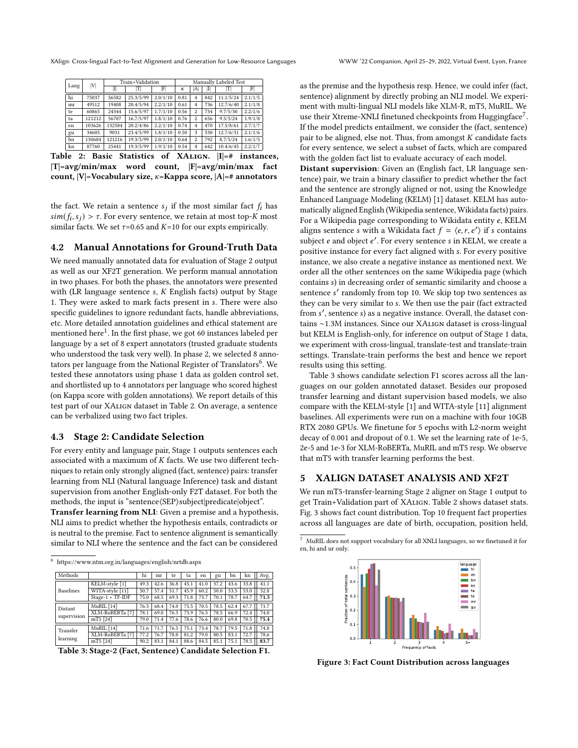| Lang | \|V\| | Train+Validation | | | Manually Labeled Test | | | | |
|---|---|---|---|---|---|---|---|---|---|
| | | \|I\| | \|T\| | \|F\| | $\kappa$ | \|A\| | \|I\| | \|T\| | \|F\| |
| hi | 75037 | 56582 | 25.3/5/99 | 2.0/1/10 | 0.81 | 4 | 842 | 11.1/5/24 | 2.1/1/5 |
| mr | 49512 | 19408 | 20.4/5/94 | 2.2/1/10 | 0.61 | 4 | 736 | 12.7/6/40 | 2.1/1/8 |
| te | 60865 | 24344 | 15.6/5/97 | 1.7/1/10 | 0.56 | 2 | 734 | 9.7/5/30 | 2.2/1/6 |
| ta | 121212 | 56707 | 16.7/5/97 | 1.8/1/10 | 0.76 | 2 | 656 | 9.5/5/24 | 1.9/1/8 |
| en | 103626 | 132584 | 20.2/4/86 | 2.2/1/10 | 0.74 | 4 | 470 | 17.5/8/61 | 2.7/1/7 |
| gu | 34605 | 9031 | 23.4/5/99 | 1.8/1/10 | 0.50 | 3 | 530 | 12.7/6/31 | 2.1/1/6 |
| bn | 130684 | 121216 | 19.3/5/99 | 2.0/1/10 | 0.64 | 2 | 792 | 8.7/5/24 | 1.6/1/5 |
| kn | 87760 | 25441 | 19.3/5/99 | 1.9/1/10 | 0.54 | 4 | 642 | 10.4/6/45 | 2.2/1/7 |

**Table 2: Basic Statistics of XAlign. |I|=# instances, |T|=avg/min/max word count, |F|=avg/min/max fact count, |V|=Vocabulary size, $\kappa$=Kappa score, |A|=# annotators**

the fact. We retain a sentence $s_j$ if the most similar fact $f_i$ has $sim(f_i, s_j) > \tau$. For every sentence, we retain at most top-$K$ most similar facts. We set $\tau$=0.65 and $K$=10 for our expts empirically.

## 4.2 Manual Annotations for Ground-Truth Data

We need manually annotated data for evaluation of Stage 2 output as well as our XF2T generation. We perform manual annotation in two phases. For both the phases, the annotators were presented with (LR language sentence $s$, $K$ English facts) output by Stage 1. They were asked to mark facts present in $s$. There were also specific guidelines to ignore redundant facts, handle abbreviations, etc. More detailed annotation guidelines and ethical statement are mentioned here[1]. In the first phase, we got 60 instances labeled per language by a set of 8 expert annotators (trusted graduate students who understood the task very well). In phase 2, we selected 8 annotators per language from the National Register of Translators[6]. We tested these annotators using phase 1 data as golden control set, and shortlisted up to 4 annotators per language who scored highest (on Kappa score with golden annotations). We report details of this test part of our XAlign dataset in Table 2. On average, a sentence can be verbalized using two fact triples.

## 4.3 Stage 2: Candidate Selection

For every entity and language pair, Stage 1 outputs sentences each associated with a maximum of $K$ facts. We use two different techniques to retain only strongly aligned (fact, sentence) pairs: transfer learning from NLI (Natural language Inference) task and distant supervision from another English-only F2T dataset. For both the methods, the input is "sentence⟨SEP⟩subject|predicate|object".

**Transfer learning from NLI**: Given a premise and a hypothesis, NLI aims to predict whether the hypothesis entails, contradicts or is neutral to the premise. Fact to sentence alignment is semantically similar to NLI where the sentence and the fact can be considered as the premise and the hypothesis resp. Hence, we could infer (fact, sentence) alignment by directly probing an NLI model. We experiment with multi-lingual NLI models like XLM-R, mT5, MuRIL. We use their Xtreme-XNLI finetuned checkpoints from Huggingface[7]. If the model predicts entailment, we consider the (fact, sentence) pair to be aligned, else not. Thus, from amongst $K$ candidate facts for every sentence, we select a subset of facts, which are compared with the golden fact list to evaluate accuracy of each model.

**Distant supervision**: Given an (English fact, LR language sentence) pair, we train a binary classifier to predict whether the fact and the sentence are strongly aligned or not, using the Knowledge Enhanced Language Modeling (KELM) [1] dataset. KELM has automatically aligned English (Wikipedia sentence, Wikidata facts) pairs. For a Wikipedia page corresponding to Wikidata entity $e$, KELM aligns sentence $s$ with a Wikidata fact $f = \langle e, r, e' \rangle$ if $s$ contains subject $e$ and object $e'$. For every sentence $s$ in KELM, we create a positive instance for every fact aligned with $s$. For every positive instance, we also create a negative instance as mentioned next. We order all the other sentences on the same Wikipedia page (which contains $s$) in decreasing order of semantic similarity and choose a sentence $s'$ randomly from top 10. We skip top two sentences as they can be very similar to $s$. We then use the pair (fact extracted from $s'$, sentence $s$) as a negative instance. Overall, the dataset contains ~1.3M instances. Since our XAlign dataset is cross-lingual but KELM is English-only, for inference on output of Stage 1 data, we experiment with cross-lingual, translate-test and translate-train settings. Translate-train performs the best and hence we report results using this setting.

Table 3 shows candidate selection F1 scores across all the languages on our golden annotated dataset. Besides our proposed transfer learning and distant supervision based models, we also compare with the KELM-style [1] and WITA-style [11] alignment baselines. All experiments were run on a machine with four 10GB RTX 2080 GPUs. We finetune for 5 epochs with L2-norm weight decay of 0.001 and dropout of 0.1. We set the learning rate of 1e-5, 2e-5 and 1e-3 for XLM-RoBERTa, MuRIL and mT5 resp. We observe that mT5 with transfer learning performs the best.

| Methods | | hi | mr | te | ta | en | gu | bn | kn | Avg. |
|---|---|---|---|---|---|---|---|---|---|---|
| Baselines | KELM-style [1] | 49.3 | 42.6 | 36.8 | 45.1 | 41.0 | 37.2 | 43.6 | 33.8 | 41.1 |
| | WITA-style [11] | 50.7 | 57.4 | 51.7 | 45.9 | 60.2 | 50.0 | 53.5 | 53.0 | 52.8 |
| | Stage-1 + TF-IDF | 75.0 | 68.5 | 69.3 | 71.8 | 73.7 | 70.1 | 78.7 | 64.7 | **71.5** |
| Distant supervision | MuRIL [14] | 76.3 | 68.4 | 74.0 | 75.5 | 70.5 | 78.5 | 62.4 | 67.7 | 71.7 |
| | XLM-RoBERTa [7] | 78.1 | 69.0 | 76.5 | 73.9 | 76.5 | 78.5 | 66.9 | 72.4 | 74.0 |
| | mT5 [24] | 79.0 | 71.4 | 77.6 | 78.6 | 76.6 | 80.0 | 69.8 | 70.5 | **75.4** |
| Transfer learning | MuRIL [14] | 71.6 | 71.7 | 76.5 | 75.1 | 73.4 | 78.7 | 79.5 | 71.8 | 74.8 |
| | XLM-RoBERTa [7] | 77.2 | 76.7 | 78.0 | 81.2 | 79.0 | 80.5 | 83.1 | 72.7 | 78.6 |
| | mT5 [24] | 90.2 | 83.1 | 84.1 | 88.6 | 84.5 | 85.1 | 75.1 | 78.5 | **83.7** |

**Table 3: Stage-2 (Fact, Sentence) Candidate Selection F1.**

## 5 XALIGN DATASET ANALYSIS AND XF2T

We run mT5-transfer-learning Stage 2 aligner on Stage 1 output to get Train+Validation part of XAlign. Table 2 shows dataset stats. Fig. 3 shows fact count distribution. Top 10 frequent fact properties across all languages are date of birth, occupation, position held,

**Figure 3: Fact Count Distribution across languages**

[6] https://www.ntm.org.in/languages/english/nrtdb.aspx

[7] MuRIL does not support vocabulary for all XNLI languages, so we finetuned it for en, hi and ur only.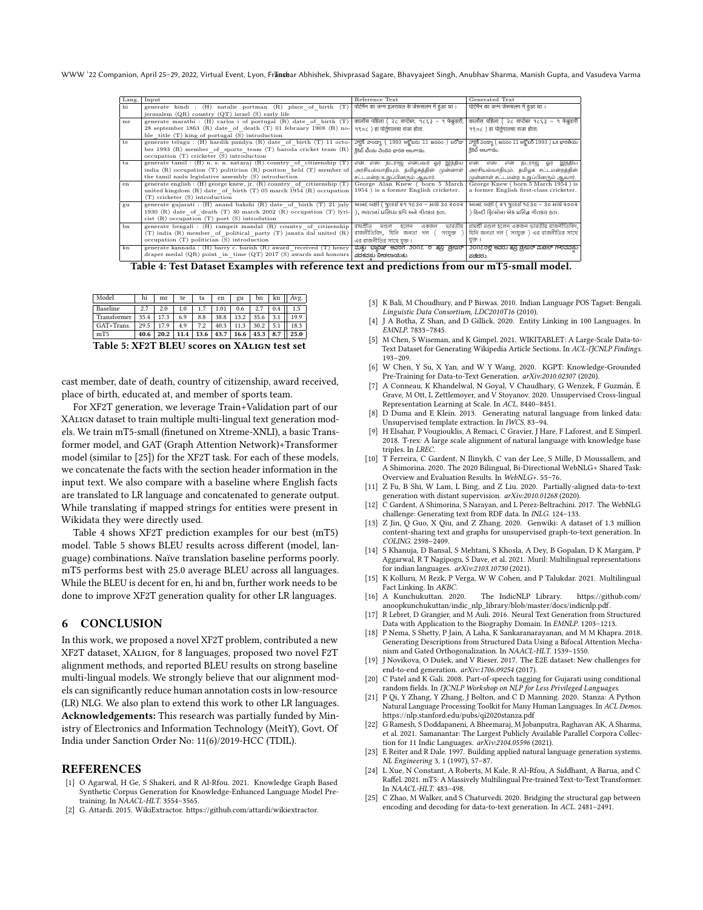| Lang. | Input | Reference Text | Generated Text |
|---|---|---|---|
| hi | generate hindi : ⟨H⟩ natalie portman ⟨R⟩ place_of_birth ⟨T⟩ jerusalem ⟨QR⟩ country ⟨QT⟩ israel ⟨S⟩ early life | पोर्टमैन का जन्म इज़राइल के जेरूसलम में हुआ था । | पोर्टमैन का जन्म जेरूसलम में हुआ था । |
| mr | generate marathi : ⟨H⟩ carlos i of portugal ⟨R⟩ date_of_birth ⟨T⟩ 28 september 1863 ⟨R⟩ date_of_death ⟨T⟩ 01 february 1908 ⟨R⟩ noble_title ⟨T⟩ king of portugal ⟨S⟩ introduction | कार्लोस पहिला ( २८ सप्टेंबर, १८६३ – १ फेब्रुवारी, १९०८ ) हा पोर्तुगालचा राजा होता. | कार्लोस पहिला ( २८ सप्टेंबर १८६३ – १ फेब्रुवारी १९०८ ) हा पोर्तुगालचा राजा होता. |
| te | generate telugu : ⟨H⟩ hardik pandya ⟨R⟩ date_of_birth ⟨T⟩ 11 october 1993 ⟨R⟩ member_of_sports_team ⟨T⟩ baroda cricket team ⟨R⟩ occupation ⟨T⟩ cricketer ⟨S⟩ introduction | హార్దిక్ పాండ్యా ( 1993 అక్టోబరు 11 జననం ) బరోడా క్రికెట్ టీంకు చెందిన భారత ఆటగాడు. | హార్దిక్ పాండ్యా ( జననం 11 అక్టోబర్ 1993 ) ఒక భారతీయ క్రికెట్ ఆటగాడు. |
| ta | generate tamil : ⟨H⟩ n. s. n. nataraj ⟨R⟩ country_of_citizenship ⟨T⟩ india ⟨R⟩ occupation ⟨T⟩ politician ⟨R⟩ position_held ⟨T⟩ member of the tamil nadu legislative assembly ⟨S⟩ introduction | என். எஸ். நடராஜ் என்பவர் ஓர் இந்திய அரசியல்வாதியும், தமிழகத்தின் முன்னாள் சட்டமன்ற உறுப்பினரும் ஆவார். | என். எஸ். என் நடராஜ் ஓர் இந்திய அரசியல்வாதியும், தமிழக சட்டமன்றத்தின் முன்னாள் சட்டமன்ற உறுப்பினரும் ஆவார். |
| en | generate english : ⟨H⟩ george knew, jr. ⟨R⟩ country_of_citizenship ⟨T⟩ united kingdom ⟨R⟩ date_of_birth ⟨T⟩ 05 march 1954 ⟨R⟩ occupation ⟨T⟩ cricketer ⟨S⟩ introduction | George Alan Knew ( born 5 March 1954 ) is a former English cricketer. | George Knew ( born 5 March 1954 ) is a former English first-class cricketer. |
| gu | generate gujarati : ⟨H⟩ anand bakshi ⟨R⟩ date_of_birth ⟨T⟩ 21 july 1930 ⟨R⟩ date_of_death ⟨T⟩ 30 march 2002 ⟨R⟩ occupation ⟨T⟩ lyricist ⟨R⟩ occupation ⟨T⟩ poet ⟨S⟩ introdution | આનંદ બક્ષી ( ૨૧ જુલાઈ ૧૯૩૦ – માર્ચ ૩૦ ૨૦૦૨ ), ભારતનાં પ્રસિદ્ધ કવિ અને ગીતકાર હતા. | આનંદ બક્ષી ( ૨૧ જુલાઈ ૧૯૩૦ – ૩૦ માર્ચ ૨૦૦૨ ) હિન્દી ફિલ્મોના એક પ્રસિદ્ધ ગીતકાર હતા. |
| bn | generate bengali : ⟨H⟩ ramprit mandal ⟨R⟩ country_of_citizenship ⟨T⟩ india ⟨R⟩ member_of_political_party ⟨T⟩ janata dal united ⟨R⟩ occupation ⟨T⟩ politician ⟨S⟩ introduction | রামপ্রীত মণ্ডল হলেন একজন ভারতীয় রাজনীতিবিদ, যিনি জনতা দল ( সংযুক্ত ) এর রাজনীতির সাথে যুক্ত। | রামপ্রী মণ্ডল হলেন একজন ভারতীয় রাজনীতিবিদ, যিনি জনতা দল ( সংযুক্ত ) এর রাজনীতির সাথে যুক্ত। |
| kn | generate kannada : ⟨H⟩ barry c. barish ⟨R⟩ award_received ⟨T⟩ henry draper medal ⟨QR⟩ point_in_time ⟨QT⟩ 2017 ⟨S⟩ awards and honours | ಪ್ರಾಕ್ ಬ್ಯಾರಿಷ್ ಅವರಿಗೆ 2002 ರ ಹೆನ್ರಿ ಡ್ರೇಪರ್ ಪದಕವನ್ನು ನೀಡಲಾಯಿತು. | 2002ರಲ್ಲಿ ಅವರು ಹೆನ್ರಿ ಡ್ರೇಪರ್ ಮೆಡಲ್ ಗೌರವವನ್ನು ಪಡೆದರು. |

Table 4: Test Dataset Examples with reference text and predictions from our mT5-small model.

| Model | hi | mr | te | ta | en | gu | bn | kn | Avg. |
|---|---|---|---|---|---|---|---|---|---|
| Baseline | 2.7 | 2.0 | 1.0 | 1.7 | 1.01 | 0.6 | 2.7 | 0.4 | 1.5 |
| Transformer | 35.4 | 17.3 | 6.9 | 8.8 | 38.8 | 13.2 | 35.6 | 3.1 | 19.9 |
| GAT+Trans. | 29.5 | 17.9 | 4.9 | 7.2 | 40.3 | 11.3 | 30.2 | 5.1 | 18.3 |
| mT5 | **40.6** | **20.2** | **11.4** | **13.6** | **43.7** | **16.6** | **45.3** | **8.7** | **25.0** |

Table 5: XF2T BLEU scores on XAlign test set

cast member, date of death, country of citizenship, award received, place of birth, educated at, and member of sports team.

For XF2T generation, we leverage Train+Validation part of our XAlign dataset to train multiple multi-lingual text generation models. We train mT5-small (finetuned on Xtreme-XNLI), a basic Transformer model, and GAT (Graph Attention Network)+Transformer model (similar to [25]) for the XF2T task. For each of these models, we concatenate the facts with the section header information in the input text. We also compare with a baseline where English facts are translated to LR language and concatenated to generate output. While translating if mapped strings for entities were present in Wikidata they were directly used.

Table 4 shows XF2T prediction examples for our best (mT5) model. Table 5 shows BLEU results across different (model, language) combinations. Naïve translation baseline performs poorly. mT5 performs best with 25.0 average BLEU across all languages. While the BLEU is decent for en, hi and bn, further work needs to be done to improve XF2T generation quality for other LR languages.

## 6 CONCLUSION

In this work, we proposed a novel XF2T problem, contributed a new XF2T dataset, XAlign, for 8 languages, proposed two novel F2T alignment methods, and reported BLEU results on strong baseline multi-lingual models. We strongly believe that our alignment models can significantly reduce human annotation costs in low-resource (LR) NLG. We also plan to extend this work to other LR languages. **Acknowledgements:** This research was partially funded by Ministry of Electronics and Information Technology (MeitY), Govt. Of India under Sanction Order No: 11(6)/2019-HCC (TDIL).

## REFERENCES

[1] O Agarwal, H Ge, S Shakeri, and R Al-Rfou. 2021. Knowledge Graph Based Synthetic Corpus Generation for Knowledge-Enhanced Language Model Pre-training. In *NAACL-HLT*. 3554–3565.
[2] G. Attardi. 2015. WikiExtractor. https://github.com/attardi/wikiextractor.
[3] K Bali, M Choudhury, and P Biswas. 2010. Indian Language POS Tagset: Bengali. *Linguistic Data Consortium, LDC2010T16* (2010).
[4] J A Botha, Z Shan, and D Gillick. 2020. Entity Linking in 100 Languages. In *EMNLP*. 7833–7845.
[5] M Chen, S Wiseman, and K Gimpel. 2021. WIKITABLET: A Large-Scale Data-to-Text Dataset for Generating Wikipedia Article Sections. In *ACL-IJCNLP Findings*. 193–209.
[6] W Chen, Y Su, X Yan, and W Y Wang. 2020. KGPT: Knowledge-Grounded Pre-Training for Data-to-Text Generation. *arXiv:2010.02307* (2020).
[7] A Conneau, K Khandelwal, N Goyal, V Chaudhary, G Wenzek, F Guzmán, É Grave, M Ott, L Zettlemoyer, and V Stoyanov. 2020. Unsupervised Cross-lingual Representation Learning at Scale. In *ACL*. 8440–8451.
[8] D Duma and E Klein. 2013. Generating natural language from linked data: Unsupervised template extraction. In *IWCS*. 83–94.
[9] H Elsahar, P Vougiouklis, A Remaci, C Gravier, J Hare, F Laforest, and E Simperl. 2018. T-rex: A large scale alignment of natural language with knowledge base triples. In *LREC*.
[10] T Ferreira, C Gardent, N Ilinykh, C van der Lee, S Mille, D Moussallem, and A Shimorina. 2020. The 2020 Bilingual, Bi-Directional WebNLG+ Shared Task: Overview and Evaluation Results. In *WebNLG+*. 55–76.
[11] Z Fu, B Shi, W Lam, L Bing, and Z Liu. 2020. Partially-aligned data-to-text generation with distant supervision. *arXiv:2010.01268* (2020).
[12] C Gardent, A Shimorina, S Narayan, and L Perez-Beltrachini. 2017. The WebNLG challenge: Generating text from RDF data. In *INLG*. 124–133.
[13] Z Jin, Q Guo, X Qiu, and Z Zhang. 2020. Genwiki: A dataset of 1.3 million content-sharing text and graphs for unsupervised graph-to-text generation. In *COLING*. 2398–2409.
[14] S Khanuja, D Bansal, S Mehtani, S Khosla, A Dey, B Gopalan, D K Margam, P Aggarwal, R T Nagipogu, S Dave, et al. 2021. Muril: Multilingual representations for indian languages. *arXiv:2103.10730* (2021).
[15] K Kolluru, M Rezk, P Verga, W W Cohen, and P Talukdar. 2021. Multilingual Fact Linking. In *AKBC*.
[16] A Kunchukuttan. 2020. The IndicNLP Library. https://github.com/anoopkunchukuttan/indic_nlp_library/blob/master/docs/indicnlp.pdf.
[17] R Lebret, D Grangier, and M Auli. 2016. Neural Text Generation from Structured Data with Application to the Biography Domain. In *EMNLP*. 1203–1213.
[18] P Nema, S Shetty, P Jain, A Laha, K Sankaranarayanan, and M M Khapra. 2018. Generating Descriptions from Structured Data Using a Bifocal Attention Mechanism and Gated Orthogonalization. In *NAACL-HLT*. 1539–1550.
[19] J Novikova, O Dušek, and V Rieser. 2017. The E2E dataset: New challenges for end-to-end generation. *arXiv:1706.09254* (2017).
[20] C Patel and K Gali. 2008. Part-of-speech tagging for Gujarati using conditional random fields. In *IJCNLP Workshop on NLP for Less Privileged Languages*.
[21] P Qi, Y Zhang, Y Zhang, J Bolton, and C D Manning. 2020. Stanza: A Python Natural Language Processing Toolkit for Many Human Languages. In *ACL Demos*. https://nlp.stanford.edu/pubs/qi2020stanza.pdf
[22] G Ramesh, S Doddapaneni, A Bheemaraj, M Jobanputra, Raghavan AK, A Sharma, et al. 2021. Samanantar: The Largest Publicly Available Parallel Corpora Collection for 11 Indic Languages. *arXiv:2104.05596* (2021).
[23] E Reiter and R Dale. 1997. Building applied natural language generation systems. *NL Engineering* 3, 1 (1997), 57–87.
[24] L Xue, N Constant, A Roberts, M Kale, R Al-Rfou, A Siddhant, A Barua, and C Raffel. 2021. mT5: A Massively Multilingual Pre-trained Text-to-Text Transformer. In *NAACL-HLT*. 483–498.
[25] C Zhao, M Walker, and S Chaturvedi. 2020. Bridging the structural gap between encoding and decoding for data-to-text generation. In *ACL*. 2481–2491.